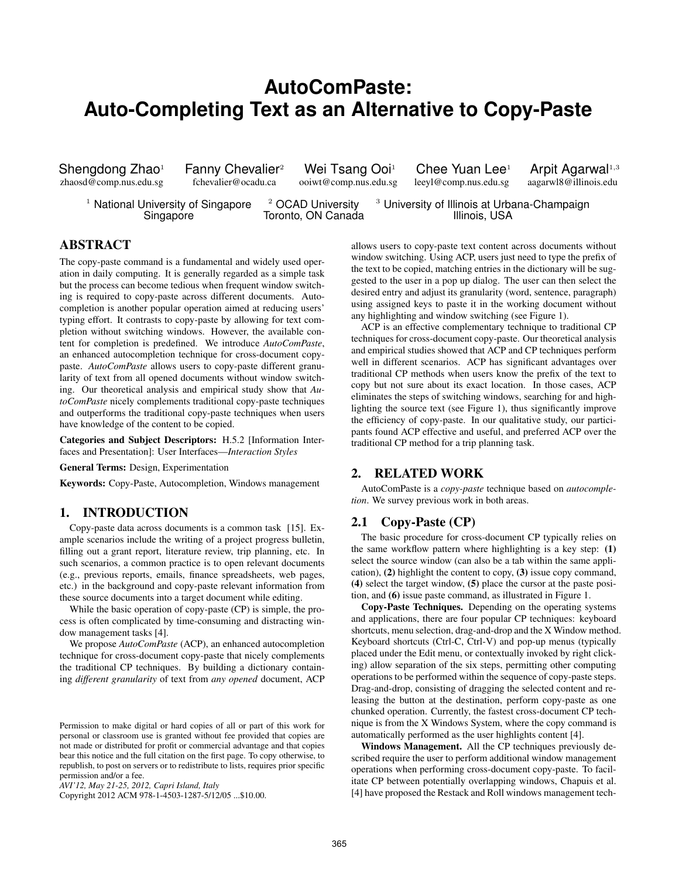# AutoComPaste: Auto-Completing Text as an Alternative to Copy-Paste

Shengdong Zhao[1] zhaosd@comp.nus.edu.sg
Fanny Chevalier[2] fchevalier@ocadu.ca
Wei Tsang Ooi[1] ooiwt@comp.nus.edu.sg
Chee Yuan Lee[1] leeyl@comp.nus.edu.sg
Arpit Agarwal[1,3] aagarwl8@illinois.edu

[1] National University of Singapore, Singapore
[2] OCAD University, Toronto, ON Canada
[3] University of Illinois at Urbana-Champaign, Illinois, USA

## ABSTRACT

The copy-paste command is a fundamental and widely used operation in daily computing. It is generally regarded as a simple task but the process can become tedious when frequent window switching is required to copy-paste across different documents. Autocompletion is another popular operation aimed at reducing users' typing effort. It contrasts to copy-paste by allowing for text completion without switching windows. However, the available content for completion is predefined. We introduce *AutoComPaste*, an enhanced autocompletion technique for cross-document copy-paste. *AutoComPaste* allows users to copy-paste different granularity of text from all opened documents without window switching. Our theoretical analysis and empirical study show that *AutoComPaste* nicely complements traditional copy-paste techniques and outperforms the traditional copy-paste techniques when users have knowledge of the content to be copied.

**Categories and Subject Descriptors:** H.5.2 [Information Interfaces and Presentation]: User Interfaces—*Interaction Styles*

**General Terms:** Design, Experimentation

**Keywords:** Copy-Paste, Autocompletion, Windows management

## 1. INTRODUCTION

Copy-paste data across documents is a common task [15]. Example scenarios include the writing of a project progress bulletin, filling out a grant report, literature review, trip planning, etc. In such scenarios, a common practice is to open relevant documents (e.g., previous reports, emails, finance spreadsheets, web pages, etc.) in the background and copy-paste relevant information from these source documents into a target document while editing.

While the basic operation of copy-paste (CP) is simple, the process is often complicated by time-consuming and distracting window management tasks [4].

We propose *AutoComPaste* (ACP), an enhanced autocompletion technique for cross-document copy-paste that nicely complements the traditional CP techniques. By building a dictionary containing *different granularity* of text from *any opened* document, ACP allows users to copy-paste text content across documents without window switching. Using ACP, users just need to type the prefix of the text to be copied, matching entries in the dictionary will be suggested to the user in a pop up dialog. The user can then select the desired entry and adjust its granularity (word, sentence, paragraph) using assigned keys to paste it in the working document without any highlighting and window switching (see Figure 1).

ACP is an effective complementary technique to traditional CP techniques for cross-document copy-paste. Our theoretical analysis and empirical studies showed that ACP and CP techniques perform well in different scenarios. ACP has significant advantages over traditional CP methods when users know the prefix of the text to copy but not sure about its exact location. In those cases, ACP eliminates the steps of switching windows, searching for and highlighting the source text (see Figure 1), thus significantly improve the efficiency of copy-paste. In our qualitative study, our participants found ACP effective and useful, and preferred ACP over the traditional CP method for a trip planning task.

## 2. RELATED WORK

AutoComPaste is a *copy-paste* technique based on *autocompletion*. We survey previous work in both areas.

### 2.1 Copy-Paste (CP)

The basic procedure for cross-document CP typically relies on the same workflow pattern where highlighting is a key step: **(1)** select the source window (can also be a tab within the same application), **(2)** highlight the content to copy, **(3)** issue copy command, **(4)** select the target window, **(5)** place the cursor at the paste position, and **(6)** issue paste command, as illustrated in Figure 1.

**Copy-Paste Techniques.** Depending on the operating systems and applications, there are four popular CP techniques: keyboard shortcuts, menu selection, drag-and-drop and the X Window method. Keyboard shortcuts (Ctrl-C, Ctrl-V) and pop-up menus (typically placed under the Edit menu, or contextually invoked by right clicking) allow separation of the six steps, permitting other computing operations to be performed within the sequence of copy-paste steps. Drag-and-drop, consisting of dragging the selected content and releasing the button at the destination, perform copy-paste as one chunked operation. Currently, the fastest cross-document CP technique is from the X Windows System, where the copy command is automatically performed as the user highlights content [4].

**Windows Management.** All the CP techniques previously described require the user to perform additional window management operations when performing cross-document copy-paste. To facilitate CP between potentially overlapping windows, Chapuis et al. [4] have proposed the Restack and Roll windows management tech-

Permission to make digital or hard copies of all or part of this work for personal or classroom use is granted without fee provided that copies are not made or distributed for profit or commercial advantage and that copies bear this notice and the full citation on the first page. To copy otherwise, to republish, to post on servers or to redistribute to lists, requires prior specific permission and/or a fee.
*AVI'12, May 21-25, 2012, Capri Island, Italy*
Copyright 2012 ACM 978-1-4503-1287-5/12/05 ...$10.00.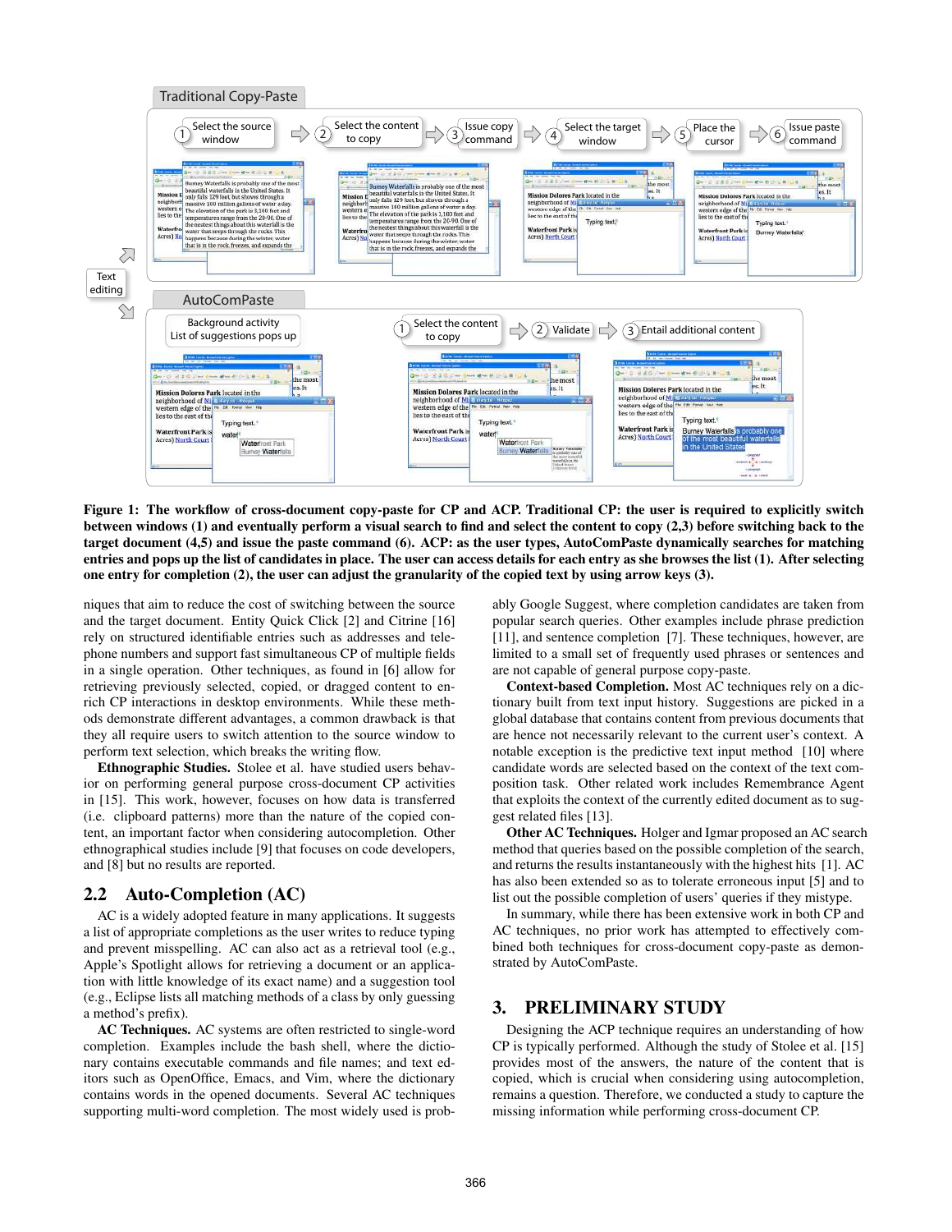**Figure 1: The workflow of cross-document copy-paste for CP and ACP. Traditional CP: the user is required to explicitly switch between windows (1) and eventually perform a visual search to find and select the content to copy (2,3) before switching back to the target document (4,5) and issue the paste command (6). ACP: as the user types, AutoComPaste dynamically searches for matching entries and pops up the list of candidates in place. The user can access details for each entry as she browses the list (1). After selecting one entry for completion (2), the user can adjust the granularity of the copied text by using arrow keys (3).**

niques that aim to reduce the cost of switching between the source and the target document. Entity Quick Click [2] and Citrine [16] rely on structured identifiable entries such as addresses and telephone numbers and support fast simultaneous CP of multiple fields in a single operation. Other techniques, as found in [6] allow for retrieving previously selected, copied, or dragged content to enrich CP interactions in desktop environments. While these methods demonstrate different advantages, a common drawback is that they all require users to switch attention to the source window to perform text selection, which breaks the writing flow.

**Ethnographic Studies.** Stolee et al. have studied users behavior on performing general purpose cross-document CP activities in [15]. This work, however, focuses on how data is transferred (i.e. clipboard patterns) more than the nature of the copied content, an important factor when considering autocompletion. Other ethnographical studies include [9] that focuses on code developers, and [8] but no results are reported.

## 2.2 Auto-Completion (AC)

AC is a widely adopted feature in many applications. It suggests a list of appropriate completions as the user writes to reduce typing and prevent misspelling. AC can also act as a retrieval tool (e.g., Apple's Spotlight allows for retrieving a document or an application with little knowledge of its exact name) and a suggestion tool (e.g., Eclipse lists all matching methods of a class by only guessing a method's prefix).

**AC Techniques.** AC systems are often restricted to single-word completion. Examples include the bash shell, where the dictionary contains executable commands and file names; and text editors such as OpenOffice, Emacs, and Vim, where the dictionary contains words in the opened documents. Several AC techniques supporting multi-word completion. The most widely used is probably Google Suggest, where completion candidates are taken from popular search queries. Other examples include phrase prediction [11], and sentence completion [7]. These techniques, however, are limited to a small set of frequently used phrases or sentences and are not capable of general purpose copy-paste.

**Context-based Completion.** Most AC techniques rely on a dictionary built from text input history. Suggestions are picked in a global database that contains content from previous documents that are hence not necessarily relevant to the current user's context. A notable exception is the predictive text input method [10] where candidate words are selected based on the context of the text composition task. Other related work includes Remembrance Agent that exploits the context of the currently edited document as to suggest related files [13].

**Other AC Techniques.** Holger and Igmar proposed an AC search method that queries based on the possible completion of the search, and returns the results instantaneously with the highest hits [1]. AC has also been extended so as to tolerate erroneous input [5] and to list out the possible completion of users' queries if they mistype.

In summary, while there has been extensive work in both CP and AC techniques, no prior work has attempted to effectively combined both techniques for cross-document copy-paste as demonstrated by AutoComPaste.

# 3. PRELIMINARY STUDY

Designing the ACP technique requires an understanding of how CP is typically performed. Although the study of Stolee et al. [15] provides most of the answers, the nature of the content that is copied, which is crucial when considering using autocompletion, remains a question. Therefore, we conducted a study to capture the missing information while performing cross-document CP.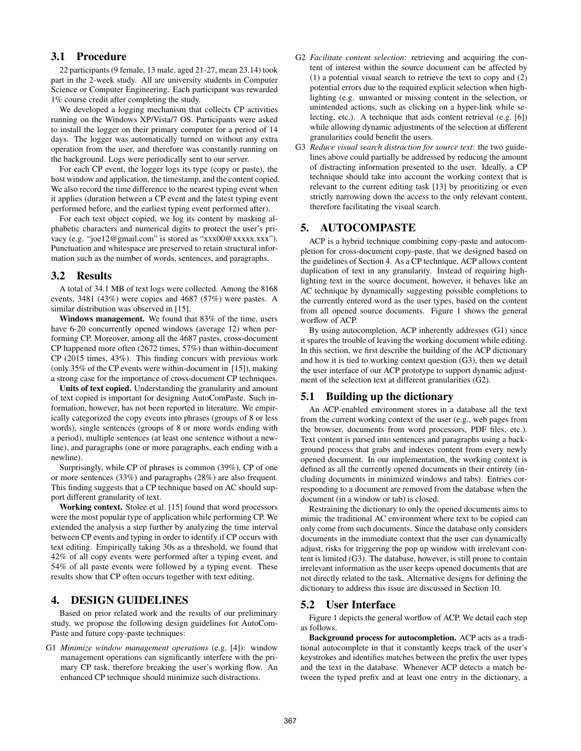### 3.1 Procedure

22 participants (9 female, 13 male, aged 21-27, mean 23.14) took part in the 2-week study. All are university students in Computer Science or Computer Engineering. Each participant was rewarded 1% course credit after completing the study.

We developed a logging mechanism that collects CP activities running on the Windows XP/Vista/7 OS. Participants were asked to install the logger on their primary computer for a period of 14 days. The logger was automatically turned on without any extra operation from the user, and therefore was constantly running on the background. Logs were periodically sent to our server.

For each CP event, the logger logs its type (copy or paste), the host window and application, the timestamp, and the content copied. We also record the time difference to the nearest typing event when it applies (duration between a CP event and the latest typing event performed before, and the earliest typing event performed after).

For each text object copied, we log its content by masking alphabetic characters and numerical digits to protect the user's privacy (e.g. "joe12@gmail.com" is stored as "xxx00@xxxxx.xxx"). Punctuation and whitespace are preserved to retain structural information such as the number of words, sentences, and paragraphs.

### 3.2 Results

A total of 34.1 MB of text logs were collected. Among the 8168 events, 3481 (43%) were copies and 4687 (57%) were pastes. A similar distribution was observed in [15].

**Windows management.** We found that 83% of the time, users have 6-20 concurrently opened windows (average 12) when performing CP. Moreover, among all the 4687 pastes, cross-document CP happened more often (2672 times, 57%) than within-document CP (2015 times, 43%). This finding concurs with previous work (only 35% of the CP events were within-document in [15]), making a strong case for the importance of cross-document CP techniques.

**Units of text copied.** Understanding the granularity and amount of text copied is important for designing AutoComPaste. Such information, however, has not been reported in literature. We empirically categorized the copy events into phrases (groups of 8 or less words), single sentences (groups of 8 or more words ending with a period), multiple sentences (at least one sentence without a newline), and paragraphs (one or more paragraphs, each ending with a newline).

Surprisingly, while CP of phrases is common (39%), CP of one or more sentences (33%) and paragraphs (28%) are also frequent. This finding suggests that a CP technique based on AC should support different granularity of text.

**Working context.** Stolee et al. [15] found that word processors were the most popular type of application while performing CP. We extended the analysis a step further by analyzing the time interval between CP events and typing in order to identify if CP occurs with text editing. Empirically taking 30s as a threshold, we found that 42% of all copy events were performed after a typing event, and 54% of all paste events were followed by a typing event. These results show that CP often occurs together with text editing.

## 4. DESIGN GUIDELINES

Based on prior related work and the results of our preliminary study, we propose the following design guidelines for AutoComPaste and future copy-paste techniques:

- G1 *Minimize window management operations* (e.g. [4]): window management operations can significantly interfere with the primary CP task, therefore breaking the user's working flow. An enhanced CP technique should minimize such distractions.
- G2 *Facilitate content selection*: retrieving and acquiring the content of interest within the source document can be affected by (1) a potential visual search to retrieve the text to copy and (2) potential errors due to the required explicit selection when highlighting (e.g. unwanted or missing content in the selection, or unintended actions, such as clicking on a hyper-link while selecting, etc.). A technique that aids content retrieval (e.g. [6]) while allowing dynamic adjustments of the selection at different granularities could benefit the users.
- G3 *Reduce visual search distraction for source text*: the two guidelines above could partially be addressed by reducing the amount of distracting information presented to the user. Ideally, a CP technique should take into account the working context that is relevant to the current editing task [13] by prioritizing or even strictly narrowing down the access to the only relevant content, therefore facilitating the visual search.

## 5. AUTOCOMPASTE

ACP is a hybrid technique combining copy-paste and autocompletion for cross-document copy-paste, that we designed based on the guidelines of Section 4. As a CP technique, ACP allows content duplication of text in any granularity. Instead of requiring highlighting text in the source document, however, it behaves like an AC technique by dynamically suggesting possible completions to the currently entered word as the user types, based on the content from all opened source documents. Figure 1 shows the general worflow of ACP.

By using autocompletion, ACP inherently addresses (G1) since it spares the trouble of leaving the working document while editing. In this section, we first describe the building of the ACP dictionary and how it is tied to working context question (G3), then we detail the user interface of our ACP prototype to support dynamic adjustment of the selection text at different granularities (G2).

### 5.1 Building up the dictionary

An ACP-enabled environment stores in a database all the text from the current working context of the user (e.g., web pages from the browser, documents from word processors, PDF files, etc.). Text content is parsed into sentences and paragraphs using a background process that grabs and indexes content from every newly opened document. In our implementation, the working context is defined as all the currently opened documents in their entirety (including documents in minimized windows and tabs). Entries corresponding to a document are removed from the database when the document (in a window or tab) is closed.

Restraining the dictionary to only the opened documents aims to mimic the traditional AC environment where text to be copied can only come from such documents. Since the database only considers documents in the immediate context that the user can dynamically adjust, risks for triggering the pop up window with irrelevant content is limited (G3). The database, however, is still prone to contain irrelevant information as the user keeps opened documents that are not directly related to the task. Alternative designs for defining the dictionary to address this issue are discussed in Section 10.

### 5.2 User Interface

Figure 1 depicts the general worflow of ACP. We detail each step as follows.

**Background process for autocompletion.** ACP acts as a traditional autocomplete in that it constantly keeps track of the user's keystrokes and identifies matches between the prefix the user types and the text in the database. Whenever ACP detects a match between the typed prefix and at least one entry in the dictionary, a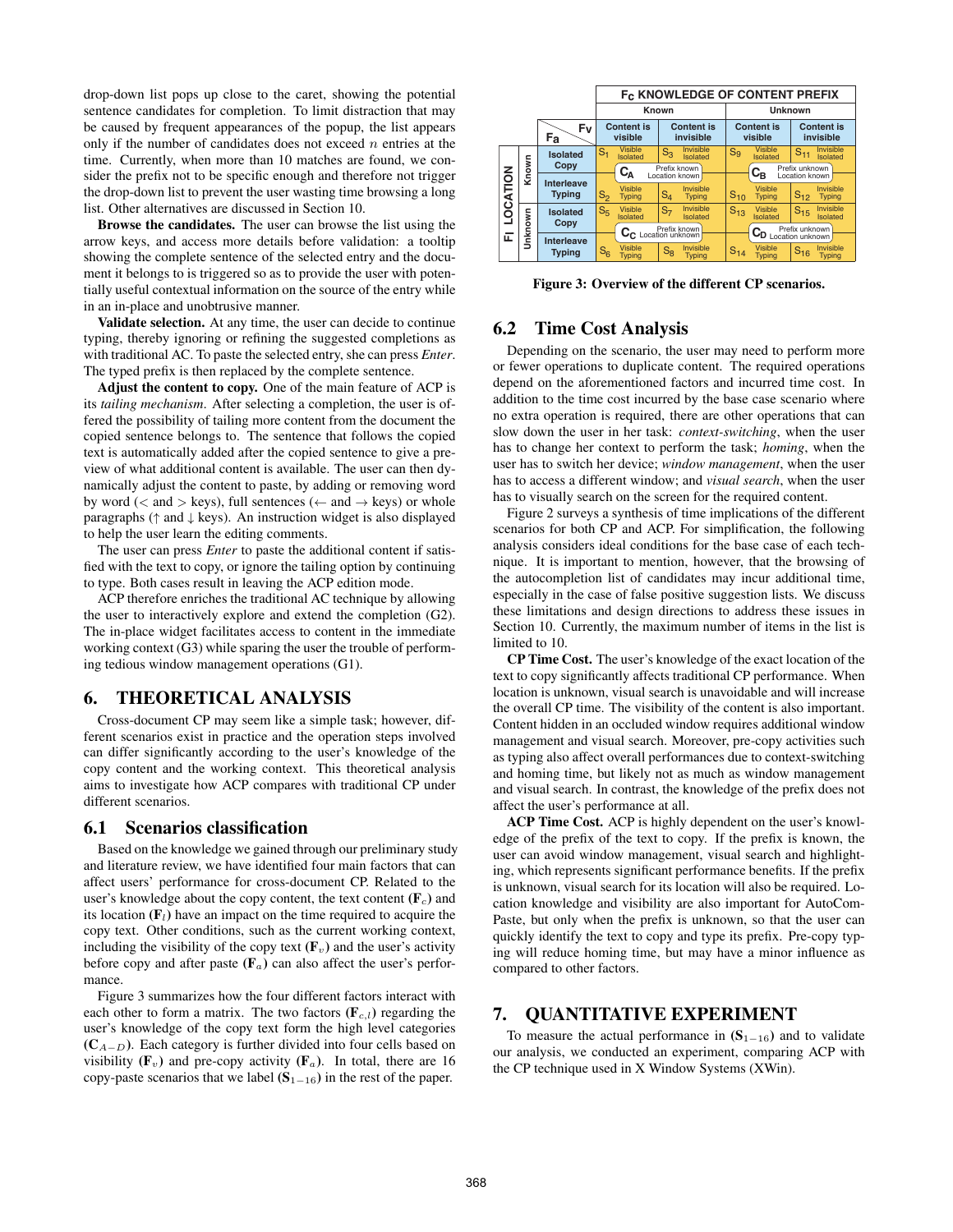drop-down list pops up close to the caret, showing the potential sentence candidates for completion. To limit distraction that may be caused by frequent appearances of the popup, the list appears only if the number of candidates does not exceed $n$ entries at the time. Currently, when more than 10 matches are found, we consider the prefix not to be specific enough and therefore not trigger the drop-down list to prevent the user wasting time browsing a long list. Other alternatives are discussed in Section 10.

**Browse the candidates.** The user can browse the list using the arrow keys, and access more details before validation: a tooltip showing the complete sentence of the selected entry and the document it belongs to is triggered so as to provide the user with potentially useful contextual information on the source of the entry while in an in-place and unobtrusive manner.

**Validate selection.** At any time, the user can decide to continue typing, thereby ignoring or refining the suggested completions as with traditional AC. To paste the selected entry, she can press *Enter*. The typed prefix is then replaced by the complete sentence.

**Adjust the content to copy.** One of the main feature of ACP is its *tailing mechanism*. After selecting a completion, the user is offered the possibility of tailing more content from the document the copied sentence belongs to. The sentence that follows the copied text is automatically added after the copied sentence to give a preview of what additional content is available. The user can then dynamically adjust the content to paste, by adding or removing word by word (< and > keys), full sentences (← and → keys) or whole paragraphs (↑ and ↓ keys). An instruction widget is also displayed to help the user learn the editing comments.

The user can press *Enter* to paste the additional content if satisfied with the text to copy, or ignore the tailing option by continuing to type. Both cases result in leaving the ACP edition mode.

ACP therefore enriches the traditional AC technique by allowing the user to interactively explore and extend the completion (G2). The in-place widget facilitates access to content in the immediate working context (G3) while sparing the user the trouble of performing tedious window management operations (G1).

# 6. THEORETICAL ANALYSIS

Cross-document CP may seem like a simple task; however, different scenarios exist in practice and the operation steps involved can differ significantly according to the user's knowledge of the copy content and the working context. This theoretical analysis aims to investigate how ACP compares with traditional CP under different scenarios.

## 6.1 Scenarios classification

Based on the knowledge we gained through our preliminary study and literature review, we have identified four main factors that can affect users' performance for cross-document CP. Related to the user's knowledge about the copy content, the text content ($\mathbf{F}_c$) and its location ($\mathbf{F}_l$) have an impact on the time required to acquire the copy text. Other conditions, such as the current working context, including the visibility of the copy text ($\mathbf{F}_v$) and the user's activity before copy and after paste ($\mathbf{F}_a$) can also affect the user's performance.

Figure 3 summarizes how the four different factors interact with each other to form a matrix. The two factors ($\mathbf{F}_{c,l}$) regarding the user's knowledge of the copy text form the high level categories ($\mathbf{C}_{A-D}$). Each category is further divided into four cells based on visibility ($\mathbf{F}_v$) and pre-copy activity ($\mathbf{F}_a$). In total, there are 16 copy-paste scenarios that we label ($\mathbf{S}_{1-16}$) in the rest of the paper.

| | | $F_C$ KNOWLEDGE OF CONTENT PREFIX | | | |
|---|---|---|---|---|---|
| | | Known | | Unknown | |
| | $F_a$ \ $F_v$ | Content is visible | Content is invisible | Content is visible | Content is invisible |
| $F_l$ LOCATION: Known | Isolated Copy | $S_1$ Visible Isolated | $S_3$ Invisible Isolated | $S_9$ Visible Isolated | $S_{11}$ Invisible Isolated |
| | | $C_A$ Prefix known, Location known | | $C_B$ Prefix unknown, Location known | |
| $F_l$ LOCATION: Known | Interleave Typing | $S_2$ Visible Typing | $S_4$ Invisible Typing | $S_{10}$ Visible Typing | $S_{12}$ Invisible Typing |
| $F_l$ LOCATION: Unknown | Isolated Copy | $S_5$ Visible Isolated | $S_7$ Invisible Isolated | $S_{13}$ Visible Isolated | $S_{15}$ Invisible Isolated |
| | | $C_C$ Prefix known, Location unknown | | $C_D$ Prefix unknown, Location unknown | |
| $F_l$ LOCATION: Unknown | Interleave Typing | $S_6$ Visible Typing | $S_8$ Invisible Typing | $S_{14}$ Visible Typing | $S_{16}$ Invisible Typing |

**Figure 3: Overview of the different CP scenarios.**

## 6.2 Time Cost Analysis

Depending on the scenario, the user may need to perform more or fewer operations to duplicate content. The required operations depend on the aforementioned factors and incurred time cost. In addition to the time cost incurred by the base case scenario where no extra operation is required, there are other operations that can slow down the user in her task: *context-switching*, when the user has to change her context to perform the task; *homing*, when the user has to switch her device; *window management*, when the user has to access a different window; and *visual search*, when the user has to visually search on the screen for the required content.

Figure 2 surveys a synthesis of time implications of the different scenarios for both CP and ACP. For simplification, the following analysis considers ideal conditions for the base case of each technique. It is important to mention, however, that the browsing of the autocompletion list of candidates may incur additional time, especially in the case of false positive suggestion lists. We discuss these limitations and design directions to address these issues in Section 10. Currently, the maximum number of items in the list is limited to 10.

**CP Time Cost.** The user's knowledge of the exact location of the text to copy significantly affects traditional CP performance. When location is unknown, visual search is unavoidable and will increase the overall CP time. The visibility of the content is also important. Content hidden in an occluded window requires additional window management and visual search. Moreover, pre-copy activities such as typing also affect overall performances due to context-switching and homing time, but likely not as much as window management and visual search. In contrast, the knowledge of the prefix does not affect the user's performance at all.

**ACP Time Cost.** ACP is highly dependent on the user's knowledge of the prefix of the text to copy. If the prefix is known, the user can avoid window management, visual search and highlighting, which represents significant performance benefits. If the prefix is unknown, visual search for its location will also be required. Location knowledge and visibility are also important for AutoCom-Paste, but only when the prefix is unknown, so that the user can quickly identify the text to copy and type its prefix. Pre-copy typing will reduce homing time, but may have a minor influence as compared to other factors.

# 7. QUANTITATIVE EXPERIMENT

To measure the actual performance in ($\mathbf{S}_{1-16}$) and to validate our analysis, we conducted an experiment, comparing ACP with the CP technique used in X Window Systems (XWin).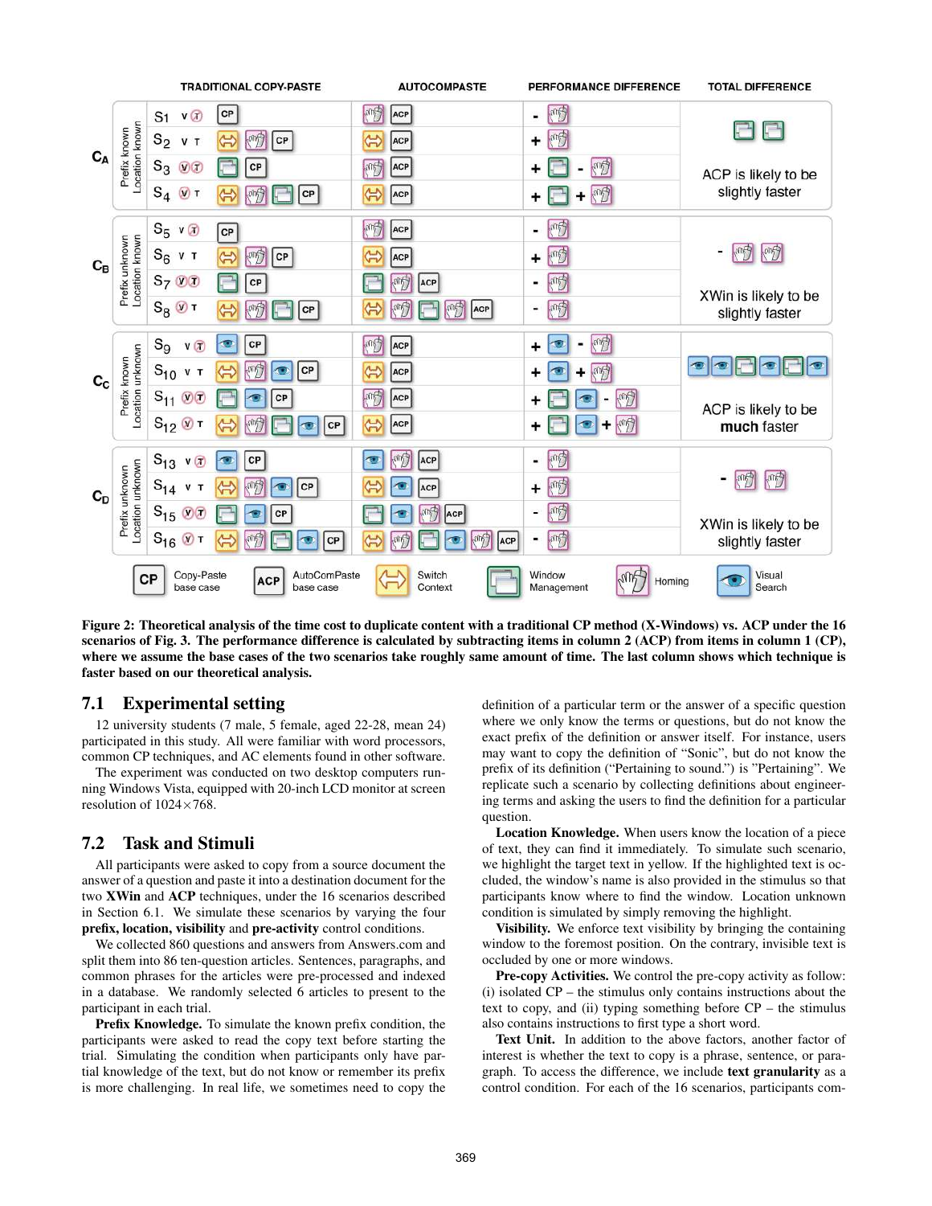| | | Traditional Copy-Paste | AutoComPaste | Performance Difference | Total Difference |
|---|---|---|---|---|---|
| $C_A$ (Prefix known, Location known) | $S_1$ | CP | Homing, ACP | − Homing | Window Management, Window Management — ACP is likely to be slightly faster |
| | $S_2$ | Switch Context, Homing, CP | Switch Context, ACP | + Homing | |
| | $S_3$ | Window Management, CP | Homing, ACP | + Window Management − Homing | |
| | $S_4$ | Switch Context, Homing, Window Management, CP | Switch Context, ACP | + Window Management + Homing | |
| $C_B$ (Prefix unknown, Location known) | $S_5$ | CP | Homing, ACP | − Homing | − Homing, Homing — XWin is likely to be slightly faster |
| | $S_6$ | Switch Context, Homing, CP | Switch Context, ACP | + Homing | |
| | $S_7$ | Window Management, CP | Window Management, Homing, ACP | − Homing | |
| | $S_8$ | Switch Context, Homing, Window Management, CP | Switch Context, Homing, Window Management, Homing, ACP | − Homing | |
| $C_C$ (Prefix known, Location unknown) | $S_9$ | Visual Search, CP | Homing, ACP | + Visual Search − Homing | Visual Search, Visual Search, Window Management, Visual Search, Window Management, Visual Search — ACP is likely to be **much** faster |
| | $S_{10}$ | Switch Context, Homing, Visual Search, CP | Switch Context, ACP | + Visual Search + Homing | |
| | $S_{11}$ | Window Management, Visual Search, CP | Homing, ACP | + Window Management, Visual Search − Homing | |
| | $S_{12}$ | Switch Context, Homing, Window Management, Visual Search, CP | Switch Context, ACP | + Window Management, Visual Search + Homing | |
| $C_D$ (Prefix unknown, Location unknown) | $S_{13}$ | Visual Search, CP | Visual Search, Homing, ACP | − Homing | − Homing, Homing — XWin is likely to be slightly faster |
| | $S_{14}$ | Switch Context, Homing, Visual Search, CP | Switch Context, Visual Search, ACP | + Homing | |
| | $S_{15}$ | Window Management, Visual Search, CP | Window Management, Visual Search, Homing, ACP | − Homing | |
| | $S_{16}$ | Switch Context, Homing, Window Management, Visual Search, CP | Switch Context, Homing, Window Management, Visual Search, Homing, ACP | − Homing | |

CP: Copy-Paste base case; ACP: AutoComPaste base case; Switch Context; Window Management; Homing; Visual Search

**Figure 2: Theoretical analysis of the time cost to duplicate content with a traditional CP method (X-Windows) vs. ACP under the 16 scenarios of Fig. 3. The performance difference is calculated by subtracting items in column 2 (ACP) from items in column 1 (CP), where we assume the base cases of the two scenarios take roughly same amount of time. The last column shows which technique is faster based on our theoretical analysis.**

## 7.1 Experimental setting

12 university students (7 male, 5 female, aged 22-28, mean 24) participated in this study. All were familiar with word processors, common CP techniques, and AC elements found in other software.

The experiment was conducted on two desktop computers running Windows Vista, equipped with 20-inch LCD monitor at screen resolution of 1024×768.

## 7.2 Task and Stimuli

All participants were asked to copy from a source document the answer of a question and paste it into a destination document for the two **XWin** and **ACP** techniques, under the 16 scenarios described in Section 6.1. We simulate these scenarios by varying the four **prefix, location, visibility** and **pre-activity** control conditions.

We collected 860 questions and answers from Answers.com and split them into 86 ten-question articles. Sentences, paragraphs, and common phrases for the articles were pre-processed and indexed in a database. We randomly selected 6 articles to present to the participant in each trial.

**Prefix Knowledge.** To simulate the known prefix condition, the participants were asked to read the copy text before starting the trial. Simulating the condition when participants only have partial knowledge of the text, but do not know or remember its prefix is more challenging. In real life, we sometimes need to copy the definition of a particular term or the answer of a specific question where we only know the terms or questions, but do not know the exact prefix of the definition or answer itself. For instance, users may want to copy the definition of "Sonic", but do not know the prefix of its definition ("Pertaining to sound.") is "Pertaining". We replicate such a scenario by collecting definitions about engineering terms and asking the users to find the definition for a particular question.

**Location Knowledge.** When users know the location of a piece of text, they can find it immediately. To simulate such scenario, we highlight the target text in yellow. If the highlighted text is occluded, the window's name is also provided in the stimulus so that participants know where to find the window. Location unknown condition is simulated by simply removing the highlight.

**Visibility.** We enforce text visibility by bringing the containing window to the foremost position. On the contrary, invisible text is occluded by one or more windows.

**Pre-copy Activities.** We control the pre-copy activity as follow: (i) isolated CP – the stimulus only contains instructions about the text to copy, and (ii) typing something before CP – the stimulus also contains instructions to first type a short word.

**Text Unit.** In addition to the above factors, another factor of interest is whether the text to copy is a phrase, sentence, or paragraph. To access the difference, we include **text granularity** as a control condition. For each of the 16 scenarios, participants com-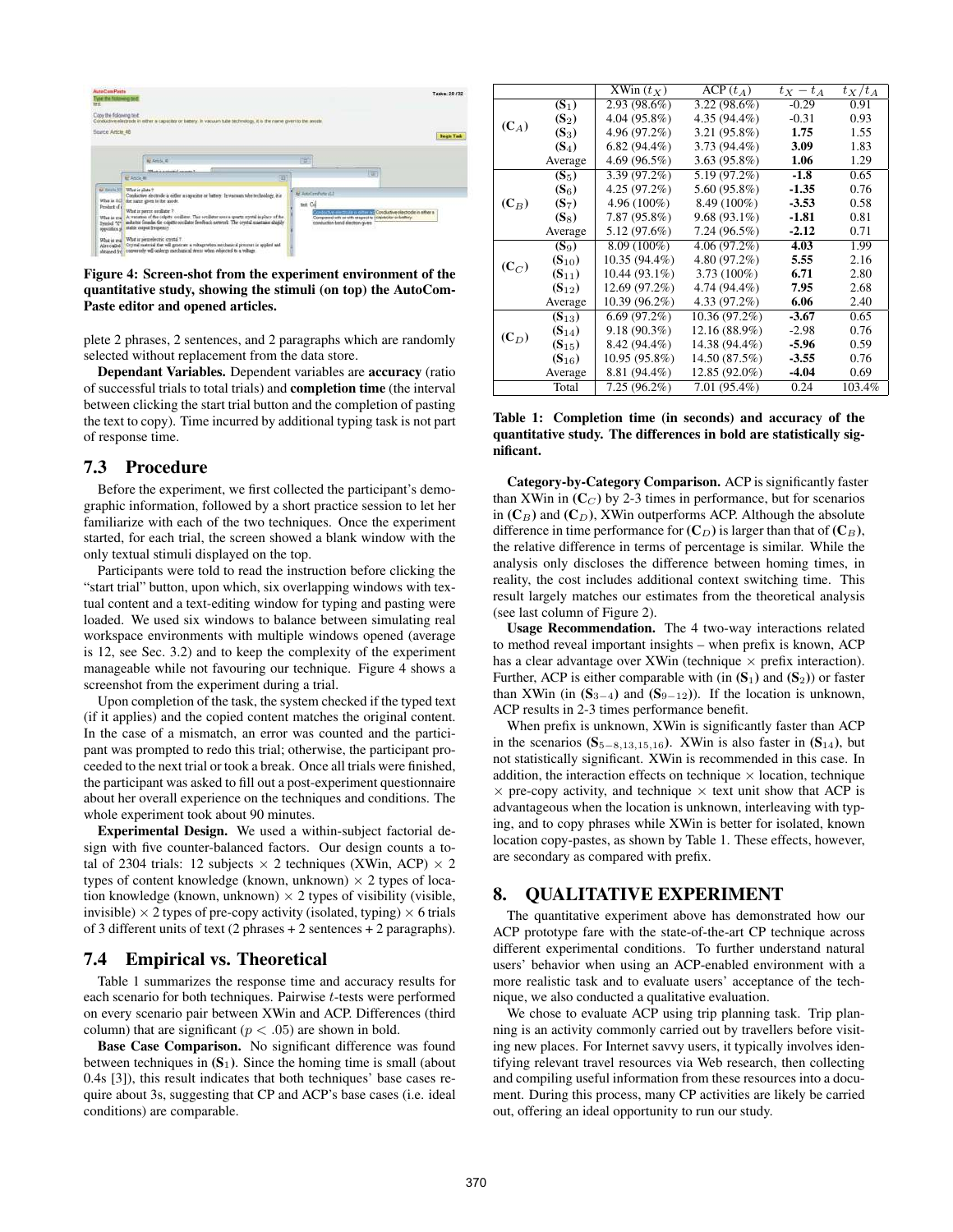Figure 4: Screen-shot from the experiment environment of the quantitative study, showing the stimuli (on top) the AutoComPaste editor and opened articles.

plete 2 phrases, 2 sentences, and 2 paragraphs which are randomly selected without replacement from the data store.

**Dependant Variables.** Dependent variables are **accuracy** (ratio of successful trials to total trials) and **completion time** (the interval between clicking the start trial button and the completion of pasting the text to copy). Time incurred by additional typing task is not part of response time.

## 7.3 Procedure

Before the experiment, we first collected the participant's demographic information, followed by a short practice session to let her familiarize with each of the two techniques. Once the experiment started, for each trial, the screen showed a blank window with the only textual stimuli displayed on the top.

Participants were told to read the instruction before clicking the "start trial" button, upon which, six overlapping windows with textual content and a text-editing window for typing and pasting were loaded. We used six windows to balance between simulating real workspace environments with multiple windows opened (average is 12, see Sec. 3.2) and to keep the complexity of the experiment manageable while not favouring our technique. Figure 4 shows a screenshot from the experiment during a trial.

Upon completion of the task, the system checked if the typed text (if it applies) and the copied content matches the original content. In the case of a mismatch, an error was counted and the participant was prompted to redo this trial; otherwise, the participant proceeded to the next trial or took a break. Once all trials were finished, the participant was asked to fill out a post-experiment questionnaire about her overall experience on the techniques and conditions. The whole experiment took about 90 minutes.

**Experimental Design.** We used a within-subject factorial design with five counter-balanced factors. Our design counts a total of 2304 trials: 12 subjects × 2 techniques (XWin, ACP) × 2 types of content knowledge (known, unknown) × 2 types of location knowledge (known, unknown) × 2 types of visibility (visible, invisible) × 2 types of pre-copy activity (isolated, typing) × 6 trials of 3 different units of text (2 phrases + 2 sentences + 2 paragraphs).

## 7.4 Empirical vs. Theoretical

Table 1 summarizes the response time and accuracy results for each scenario for both techniques. Pairwise $t$-tests were performed on every scenario pair between XWin and ACP. Differences (third column) that are significant ($p < .05$) are shown in bold.

**Base Case Comparison.** No significant difference was found between techniques in ($\mathbf{S}_1$). Since the homing time is small (about 0.4s [3]), this result indicates that both techniques' base cases require about 3s, suggesting that CP and ACP's base cases (i.e. ideal conditions) are comparable.

| | | XWin ($t_X$) | ACP ($t_A$) | $t_X - t_A$ | $t_X/t_A$ |
|---|---|---|---|---|---|
| ($\mathbf{C}_A$) | ($\mathbf{S}_1$) | 2.93 (98.6%) | 3.22 (98.6%) | -0.29 | 0.91 |
| | ($\mathbf{S}_2$) | 4.04 (95.8%) | 4.35 (94.4%) | -0.31 | 0.93 |
| | ($\mathbf{S}_3$) | 4.96 (97.2%) | 3.21 (95.8%) | **1.75** | 1.55 |
| | ($\mathbf{S}_4$) | 6.82 (94.4%) | 3.73 (94.4%) | **3.09** | 1.83 |
| | Average | 4.69 (96.5%) | 3.63 (95.8%) | **1.06** | 1.29 |
| ($\mathbf{C}_B$) | ($\mathbf{S}_5$) | 3.39 (97.2%) | 5.19 (97.2%) | **-1.8** | 0.65 |
| | ($\mathbf{S}_6$) | 4.25 (97.2%) | 5.60 (95.8%) | **-1.35** | 0.76 |
| | ($\mathbf{S}_7$) | 4.96 (100%) | 8.49 (100%) | **-3.53** | 0.58 |
| | ($\mathbf{S}_8$) | 7.87 (95.8%) | 9.68 (93.1%) | **-1.81** | 0.81 |
| | Average | 5.12 (97.6%) | 7.24 (96.5%) | **-2.12** | 0.71 |
| ($\mathbf{C}_C$) | ($\mathbf{S}_9$) | 8.09 (100%) | 4.06 (97.2%) | **4.03** | 1.99 |
| | ($\mathbf{S}_{10}$) | 10.35 (94.4%) | 4.80 (97.2%) | **5.55** | 2.16 |
| | ($\mathbf{S}_{11}$) | 10.44 (93.1%) | 3.73 (100%) | **6.71** | 2.80 |
| | ($\mathbf{S}_{12}$) | 12.69 (97.2%) | 4.74 (94.4%) | **7.95** | 2.68 |
| | Average | 10.39 (96.2%) | 4.33 (97.2%) | **6.06** | 2.40 |
| ($\mathbf{C}_D$) | ($\mathbf{S}_{13}$) | 6.69 (97.2%) | 10.36 (97.2%) | **-3.67** | 0.65 |
| | ($\mathbf{S}_{14}$) | 9.18 (90.3%) | 12.16 (88.9%) | -2.98 | 0.76 |
| | ($\mathbf{S}_{15}$) | 8.42 (94.4%) | 14.38 (94.4%) | **-5.96** | 0.59 |
| | ($\mathbf{S}_{16}$) | 10.95 (95.8%) | 14.50 (87.5%) | **-3.55** | 0.76 |
| | Average | 8.81 (94.4%) | 12.85 (92.0%) | **-4.04** | 0.69 |
| | Total | 7.25 (96.2%) | 7.01 (95.4%) | 0.24 | 103.4% |

**Table 1: Completion time (in seconds) and accuracy of the quantitative study. The differences in bold are statistically significant.**

**Category-by-Category Comparison.** ACP is significantly faster than XWin in ($\mathbf{C}_C$) by 2-3 times in performance, but for scenarios in ($\mathbf{C}_B$) and ($\mathbf{C}_D$), XWin outperforms ACP. Although the absolute difference in time performance for ($\mathbf{C}_D$) is larger than that of ($\mathbf{C}_B$), the relative difference in terms of percentage is similar. While the analysis only discloses the difference between homing times, in reality, the cost includes additional context switching time. This result largely matches our estimates from the theoretical analysis (see last column of Figure 2).

**Usage Recommendation.** The 4 two-way interactions related to method reveal important insights – when prefix is known, ACP has a clear advantage over XWin (technique × prefix interaction). Further, ACP is either comparable with (in ($\mathbf{S}_1$) and ($\mathbf{S}_2$)) or faster than XWin (in ($\mathbf{S}_{3-4}$) and ($\mathbf{S}_{9-12}$)). If the location is unknown, ACP results in 2-3 times performance benefit.

When prefix is unknown, XWin is significantly faster than ACP in the scenarios ($\mathbf{S}_{5-8,13,15,16}$). XWin is also faster in ($\mathbf{S}_{14}$), but not statistically significant. XWin is recommended in this case. In addition, the interaction effects on technique × location, technique × pre-copy activity, and technique × text unit show that ACP is advantageous when the location is unknown, interleaving with typing, and to copy phrases while XWin is better for isolated, known location copy-pastes, as shown by Table 1. These effects, however, are secondary as compared with prefix.

# 8. QUALITATIVE EXPERIMENT

The quantitative experiment above has demonstrated how our ACP prototype fare with the state-of-the-art CP technique across different experimental conditions. To further understand natural users' behavior when using an ACP-enabled environment with a more realistic task and to evaluate users' acceptance of the technique, we also conducted a qualitative evaluation.

We chose to evaluate ACP using trip planning task. Trip planning is an activity commonly carried out by travellers before visiting new places. For Internet savvy users, it typically involves identifying relevant travel resources via Web research, then collecting and compiling useful information from these resources into a document. During this process, many CP activities are likely be carried out, offering an ideal opportunity to run our study.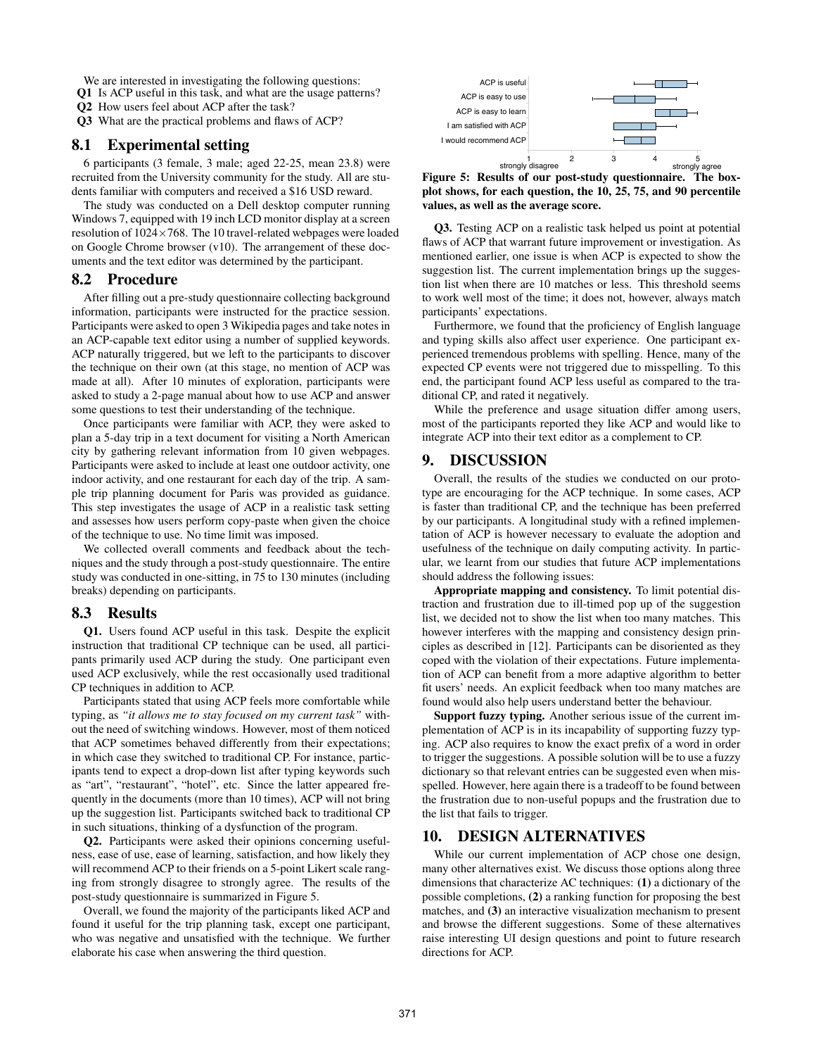We are interested in investigating the following questions:

**Q1** Is ACP useful in this task, and what are the usage patterns?

**Q2** How users feel about ACP after the task?

**Q3** What are the practical problems and flaws of ACP?

## 8.1 Experimental setting

6 participants (3 female, 3 male; aged 22-25, mean 23.8) were recruited from the University community for the study. All are students familiar with computers and received a $16 USD reward.

The study was conducted on a Dell desktop computer running Windows 7, equipped with 19 inch LCD monitor display at a screen resolution of 1024×768. The 10 travel-related webpages were loaded on Google Chrome browser (v10). The arrangement of these documents and the text editor was determined by the participant.

## 8.2 Procedure

After filling out a pre-study questionnaire collecting background information, participants were instructed for the practice session. Participants were asked to open 3 Wikipedia pages and take notes in an ACP-capable text editor using a number of supplied keywords. ACP naturally triggered, but we left to the participants to discover the technique on their own (at this stage, no mention of ACP was made at all). After 10 minutes of exploration, participants were asked to study a 2-page manual about how to use ACP and answer some questions to test their understanding of the technique.

Once participants were familiar with ACP, they were asked to plan a 5-day trip in a text document for visiting a North American city by gathering relevant information from 10 given webpages. Participants were asked to include at least one outdoor activity, one indoor activity, and one restaurant for each day of the trip. A sample trip planning document for Paris was provided as guidance. This step investigates the usage of ACP in a realistic task setting and assesses how users perform copy-paste when given the choice of the technique to use. No time limit was imposed.

We collected overall comments and feedback about the techniques and the study through a post-study questionnaire. The entire study was conducted in one-sitting, in 75 to 130 minutes (including breaks) depending on participants.

## 8.3 Results

**Q1.** Users found ACP useful in this task. Despite the explicit instruction that traditional CP technique can be used, all participants primarily used ACP during the study. One participant even used ACP exclusively, while the rest occasionally used traditional CP techniques in addition to ACP.

Participants stated that using ACP feels more comfortable while typing, as *"it allows me to stay focused on my current task"* without the need of switching windows. However, most of them noticed that ACP sometimes behaved differently from their expectations; in which case they switched to traditional CP. For instance, participants tend to expect a drop-down list after typing keywords such as "art", "restaurant", "hotel", etc. Since the latter appeared frequently in the documents (more than 10 times), ACP will not bring up the suggestion list. Participants switched back to traditional CP in such situations, thinking of a dysfunction of the program.

**Q2.** Participants were asked their opinions concerning usefulness, ease of use, ease of learning, satisfaction, and how likely they will recommend ACP to their friends on a 5-point Likert scale ranging from strongly disagree to strongly agree. The results of the post-study questionnaire is summarized in Figure 5.

Overall, we found the majority of the participants liked ACP and found it useful for the trip planning task, except one participant, who was negative and unsatisfied with the technique. We further elaborate his case when answering the third question.

**Figure 5: Results of our post-study questionnaire. The boxplot shows, for each question, the 10, 25, 75, and 90 percentile values, as well as the average score.**

**Q3.** Testing ACP on a realistic task helped us point at potential flaws of ACP that warrant future improvement or investigation. As mentioned earlier, one issue is when ACP is expected to show the suggestion list. The current implementation brings up the suggestion list when there are 10 matches or less. This threshold seems to work well most of the time; it does not, however, always match participants' expectations.

Furthermore, we found that the proficiency of English language and typing skills also affect user experience. One participant experienced tremendous problems with spelling. Hence, many of the expected CP events were not triggered due to misspelling. To this end, the participant found ACP less useful as compared to the traditional CP, and rated it negatively.

While the preference and usage situation differ among users, most of the participants reported they like ACP and would like to integrate ACP into their text editor as a complement to CP.

# 9. DISCUSSION

Overall, the results of the studies we conducted on our prototype are encouraging for the ACP technique. In some cases, ACP is faster than traditional CP, and the technique has been preferred by our participants. A longitudinal study with a refined implementation of ACP is however necessary to evaluate the adoption and usefulness of the technique on daily computing activity. In particular, we learnt from our studies that future ACP implementations should address the following issues:

**Appropriate mapping and consistency.** To limit potential distraction and frustration due to ill-timed pop up of the suggestion list, we decided not to show the list when too many matches. This however interferes with the mapping and consistency design principles as described in [12]. Participants can be disoriented as they coped with the violation of their expectations. Future implementation of ACP can benefit from a more adaptive algorithm to better fit users' needs. An explicit feedback when too many matches are found would also help users understand better the behaviour.

**Support fuzzy typing.** Another serious issue of the current implementation of ACP is in its incapability of supporting fuzzy typing. ACP also requires to know the exact prefix of a word in order to trigger the suggestions. A possible solution will be to use a fuzzy dictionary so that relevant entries can be suggested even when misspelled. However, here again there is a tradeoff to be found between the frustration due to non-useful popups and the frustration due to the list that fails to trigger.

# 10. DESIGN ALTERNATIVES

While our current implementation of ACP chose one design, many other alternatives exist. We discuss those options along three dimensions that characterize AC techniques: **(1)** a dictionary of the possible completions, **(2)** a ranking function for proposing the best matches, and **(3)** an interactive visualization mechanism to present and browse the different suggestions. Some of these alternatives raise interesting UI design questions and point to future research directions for ACP.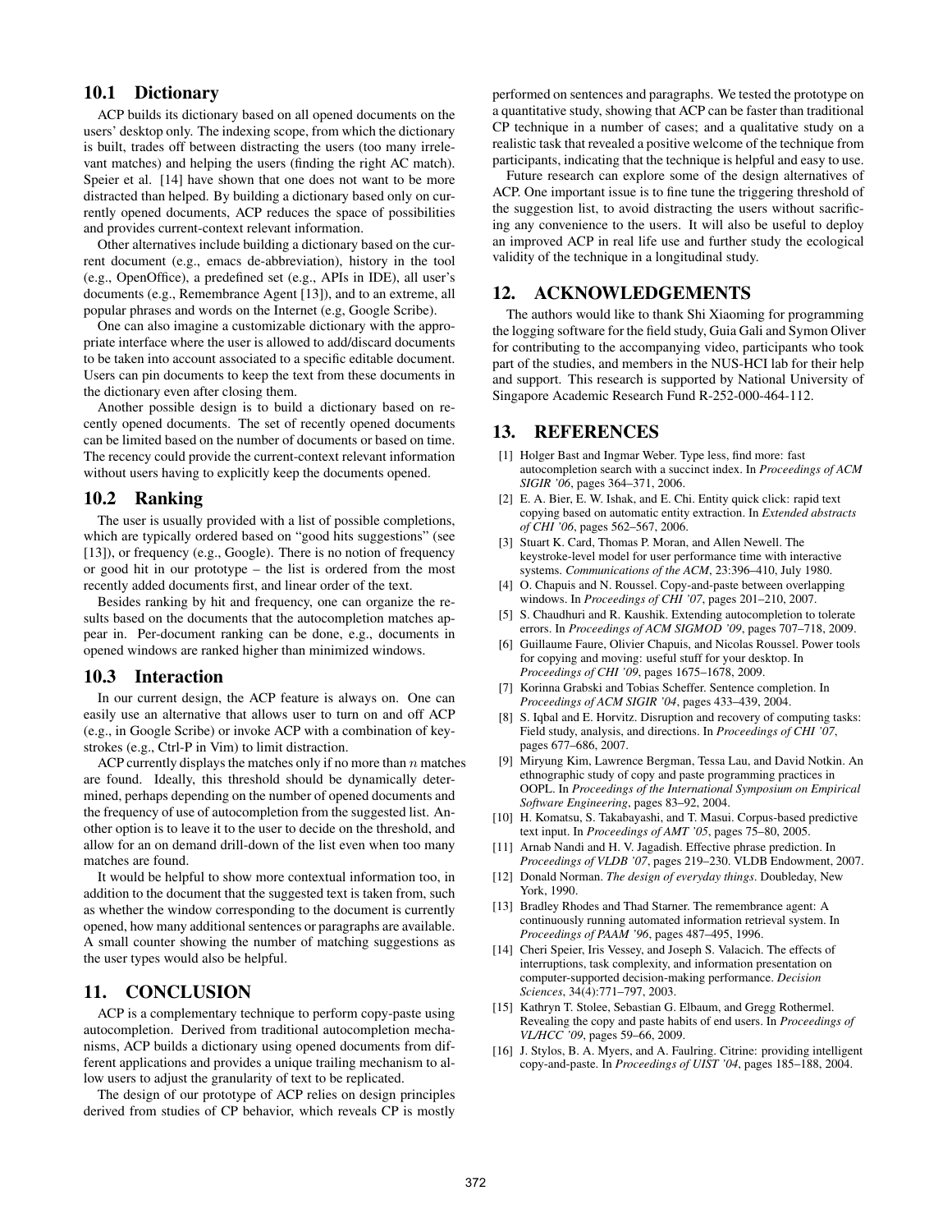### 10.1 Dictionary

ACP builds its dictionary based on all opened documents on the users' desktop only. The indexing scope, from which the dictionary is built, trades off between distracting the users (too many irrelevant matches) and helping the users (finding the right AC match). Speier et al. [14] have shown that one does not want to be more distracted than helped. By building a dictionary based only on currently opened documents, ACP reduces the space of possibilities and provides current-context relevant information.

Other alternatives include building a dictionary based on the current document (e.g., emacs de-abbreviation), history in the tool (e.g., OpenOffice), a predefined set (e.g., APIs in IDE), all user's documents (e.g., Remembrance Agent [13]), and to an extreme, all popular phrases and words on the Internet (e.g, Google Scribe).

One can also imagine a customizable dictionary with the appropriate interface where the user is allowed to add/discard documents to be taken into account associated to a specific editable document. Users can pin documents to keep the text from these documents in the dictionary even after closing them.

Another possible design is to build a dictionary based on recently opened documents. The set of recently opened documents can be limited based on the number of documents or based on time. The recency could provide the current-context relevant information without users having to explicitly keep the documents opened.

### 10.2 Ranking

The user is usually provided with a list of possible completions, which are typically ordered based on "good hits suggestions" (see [13]), or frequency (e.g., Google). There is no notion of frequency or good hit in our prototype – the list is ordered from the most recently added documents first, and linear order of the text.

Besides ranking by hit and frequency, one can organize the results based on the documents that the autocompletion matches appear in. Per-document ranking can be done, e.g., documents in opened windows are ranked higher than minimized windows.

### 10.3 Interaction

In our current design, the ACP feature is always on. One can easily use an alternative that allows user to turn on and off ACP (e.g., in Google Scribe) or invoke ACP with a combination of keystrokes (e.g., Ctrl-P in Vim) to limit distraction.

ACP currently displays the matches only if no more than $n$ matches are found. Ideally, this threshold should be dynamically determined, perhaps depending on the number of opened documents and the frequency of use of autocompletion from the suggested list. Another option is to leave it to the user to decide on the threshold, and allow for an on demand drill-down of the list even when too many matches are found.

It would be helpful to show more contextual information too, in addition to the document that the suggested text is taken from, such as whether the window corresponding to the document is currently opened, how many additional sentences or paragraphs are available. A small counter showing the number of matching suggestions as the user types would also be helpful.

## 11. CONCLUSION

ACP is a complementary technique to perform copy-paste using autocompletion. Derived from traditional autocompletion mechanisms, ACP builds a dictionary using opened documents from different applications and provides a unique trailing mechanism to allow users to adjust the granularity of text to be replicated.

The design of our prototype of ACP relies on design principles derived from studies of CP behavior, which reveals CP is mostly performed on sentences and paragraphs. We tested the prototype on a quantitative study, showing that ACP can be faster than traditional CP technique in a number of cases; and a qualitative study on a realistic task that revealed a positive welcome of the technique from participants, indicating that the technique is helpful and easy to use.

Future research can explore some of the design alternatives of ACP. One important issue is to fine tune the triggering threshold of the suggestion list, to avoid distracting the users without sacrificing any convenience to the users. It will also be useful to deploy an improved ACP in real life use and further study the ecological validity of the technique in a longitudinal study.

## 12. ACKNOWLEDGEMENTS

The authors would like to thank Shi Xiaoming for programming the logging software for the field study, Guia Gali and Symon Oliver for contributing to the accompanying video, participants who took part of the studies, and members in the NUS-HCI lab for their help and support. This research is supported by National University of Singapore Academic Research Fund R-252-000-464-112.

## 13. REFERENCES

[1] Holger Bast and Ingmar Weber. Type less, find more: fast autocompletion search with a succinct index. In *Proceedings of ACM SIGIR '06*, pages 364–371, 2006.

[2] E. A. Bier, E. W. Ishak, and E. Chi. Entity quick click: rapid text copying based on automatic entity extraction. In *Extended abstracts of CHI '06*, pages 562–567, 2006.

[3] Stuart K. Card, Thomas P. Moran, and Allen Newell. The keystroke-level model for user performance time with interactive systems. *Communications of the ACM*, 23:396–410, July 1980.

[4] O. Chapuis and N. Roussel. Copy-and-paste between overlapping windows. In *Proceedings of CHI '07*, pages 201–210, 2007.

[5] S. Chaudhuri and R. Kaushik. Extending autocompletion to tolerate errors. In *Proceedings of ACM SIGMOD '09*, pages 707–718, 2009.

[6] Guillaume Faure, Olivier Chapuis, and Nicolas Roussel. Power tools for copying and moving: useful stuff for your desktop. In *Proceedings of CHI '09*, pages 1675–1678, 2009.

[7] Korinna Grabski and Tobias Scheffer. Sentence completion. In *Proceedings of ACM SIGIR '04*, pages 433–439, 2004.

[8] S. Iqbal and E. Horvitz. Disruption and recovery of computing tasks: Field study, analysis, and directions. In *Proceedings of CHI '07*, pages 677–686, 2007.

[9] Miryung Kim, Lawrence Bergman, Tessa Lau, and David Notkin. An ethnographic study of copy and paste programming practices in OOPL. In *Proceedings of the International Symposium on Empirical Software Engineering*, pages 83–92, 2004.

[10] H. Komatsu, S. Takabayashi, and T. Masui. Corpus-based predictive text input. In *Proceedings of AMT '05*, pages 75–80, 2005.

[11] Arnab Nandi and H. V. Jagadish. Effective phrase prediction. In *Proceedings of VLDB '07*, pages 219–230. VLDB Endowment, 2007.

[12] Donald Norman. *The design of everyday things*. Doubleday, New York, 1990.

[13] Bradley Rhodes and Thad Starner. The remembrance agent: A continuously running automated information retrieval system. In *Proceedings of PAAM '96*, pages 487–495, 1996.

[14] Cheri Speier, Iris Vessey, and Joseph S. Valacich. The effects of interruptions, task complexity, and information presentation on computer-supported decision-making performance. *Decision Sciences*, 34(4):771–797, 2003.

[15] Kathryn T. Stolee, Sebastian G. Elbaum, and Gregg Rothermel. Revealing the copy and paste habits of end users. In *Proceedings of VL/HCC '09*, pages 59–66, 2009.

[16] J. Stylos, B. A. Myers, and A. Faulring. Citrine: providing intelligent copy-and-paste. In *Proceedings of UIST '04*, pages 185–188, 2004.